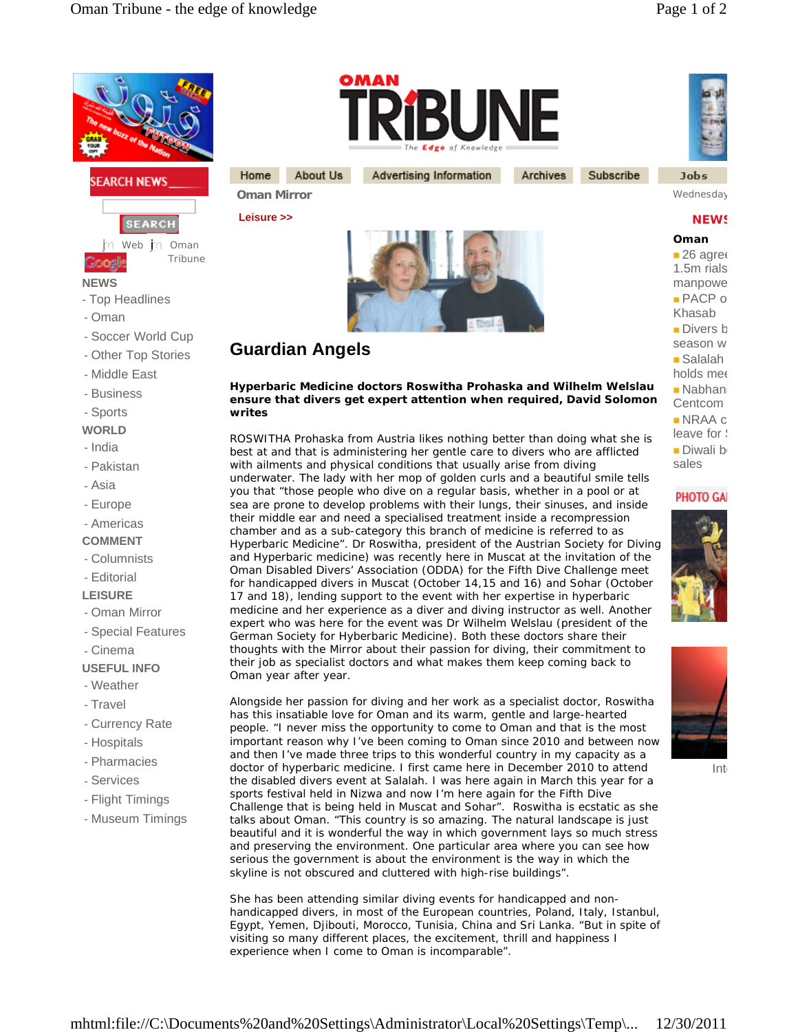Oman Mirror

Leisure >>

# Guardian Angels

**Hyperbaric Medicine doctors Roswitha Prohaska and Wilhelm Welslau ensure that divers get expert attention when required, David Solomon writes**

ROSWITHA Prohaska from Austria likes nothing better than doing what she is best at and that is administering her gentle care to divers who are afflicted with ailments and physical conditions that usually arise from diving underwater. The lady with her mop of golden curls and a beautiful smile tells you that "those people who dive on a regular basis, whether in a pool or at sea are prone to develop problems with their lungs, their sinuses, and inside their middle ear and need a specialised treatment inside a recompression chamber and as a sub-category this branch of medicine is referred to as Hyperbaric Medicine". Dr Roswitha, president of the Austrian Society for Diving and Hyperbaric medicine) was recently here in Muscat at the invitation of the Oman Disabled Divers' Association (ODDA) for the Fifth Dive Challenge meet for handicapped divers in Muscat (October 14,15 and 16) and Sohar (October 17 and 18), lending support to the event with her expertise in hyperbaric medicine and her experience as a diver and diving instructor as well. Another expert who was here for the event was Dr Wilhelm Welslau (president of the German Society for Hyberbaric Medicine). Both these doctors share their thoughts with the Mirror about their passion for diving, their commitment to their job as specialist doctors and what makes them keep coming back to Oman year after year.

Alongside her passion for diving and her work as a specialist doctor, Roswitha has this insatiable love for Oman and its warm, gentle and large-hearted people. "I never miss the opportunity to come to Oman and that is the most important reason why I've been coming to Oman since 2010 and between now and then I've made three trips to this wonderful country in my capacity as a doctor of hyperbaric medicine. I first came here in December 2010 to attend the disabled divers event at Salalah. I was here again in March this year for a sports festival held in Nizwa and now I'm here again for the Fifth Dive Challenge that is being held in Muscat and Sohar". Roswitha is ecstatic as she talks about Oman. "This country is so amazing. The natural landscape is just beautiful and it is wonderful the way in which government lays so much stress and preserving the environment. One particular area where you can see how serious the government is about the environment is the way in which the skyline is not obscured and cluttered with high-rise buildings".

She has been attending similar diving events for handicapped and non-handicapped divers, in most of the European countries, Poland, Italy, Istanbul, Egypt, Yemen, Djibouti, Morocco, Tunisia, China and Sri Lanka. "But in spite of visiting so many different places, the excitement, thrill and happiness I experience when I come to Oman is incomparable".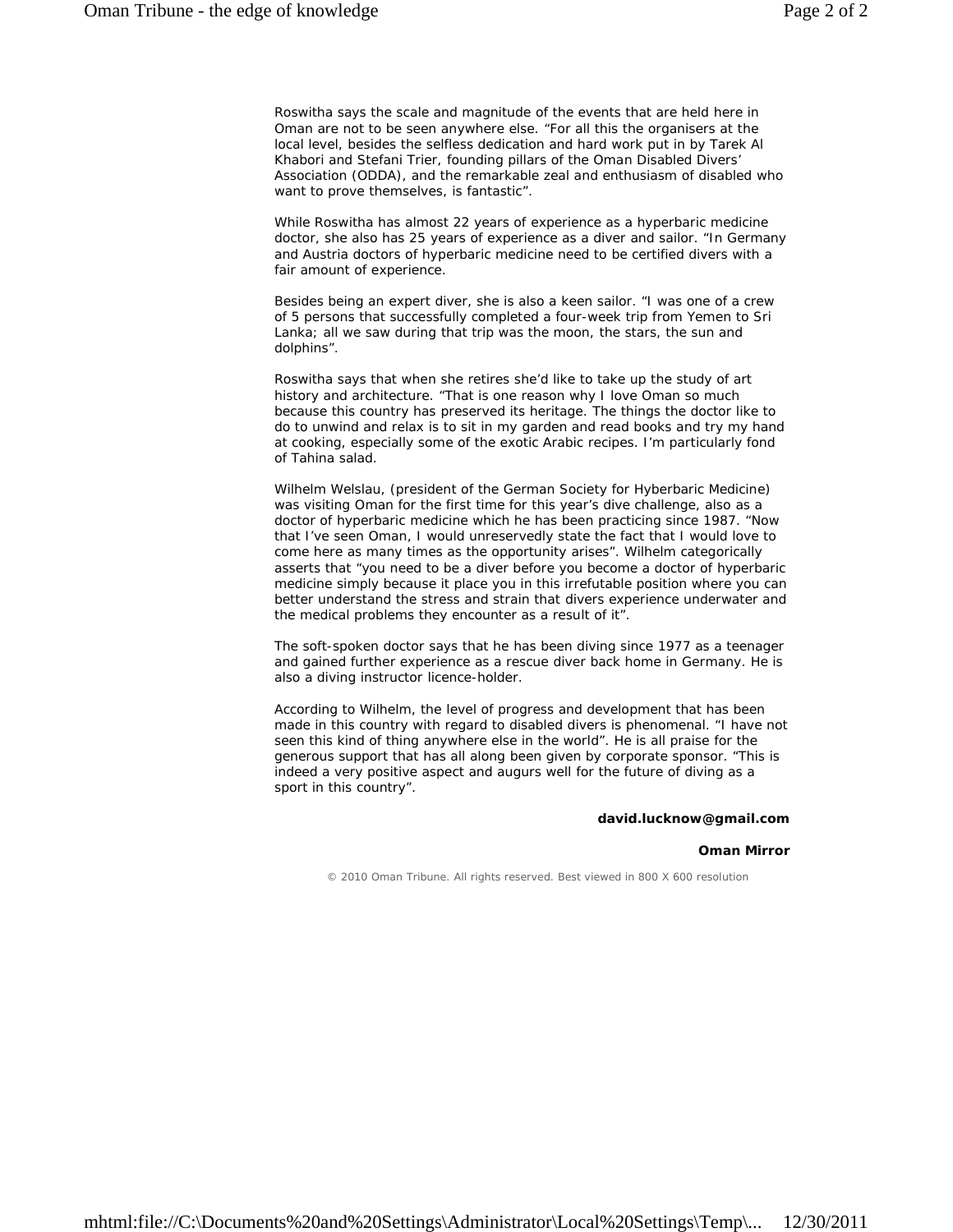Roswitha says the scale and magnitude of the events that are held here in Oman are not to be seen anywhere else. "For all this the organisers at the local level, besides the selfless dedication and hard work put in by Tarek Al Khabori and Stefani Trier, founding pillars of the Oman Disabled Divers' Association (ODDA), and the remarkable zeal and enthusiasm of disabled who want to prove themselves, is fantastic".

While Roswitha has almost 22 years of experience as a hyperbaric medicine doctor, she also has 25 years of experience as a diver and sailor. "In Germany and Austria doctors of hyperbaric medicine need to be certified divers with a fair amount of experience.

Besides being an expert diver, she is also a keen sailor. "I was one of a crew of 5 persons that successfully completed a four-week trip from Yemen to Sri Lanka; all we saw during that trip was the moon, the stars, the sun and dolphins".

Roswitha says that when she retires she'd like to take up the study of art history and architecture. "That is one reason why I love Oman so much because this country has preserved its heritage. The things the doctor like to do to unwind and relax is to sit in my garden and read books and try my hand at cooking, especially some of the exotic Arabic recipes. I'm particularly fond of Tahina salad.

Wilhelm Welslau, (president of the German Society for Hyberbaric Medicine) was visiting Oman for the first time for this year's dive challenge, also as a doctor of hyperbaric medicine which he has been practicing since 1987. "Now that I've seen Oman, I would unreservedly state the fact that I would love to come here as many times as the opportunity arises". Wilhelm categorically asserts that "you need to be a diver before you become a doctor of hyperbaric medicine simply because it place you in this irrefutable position where you can better understand the stress and strain that divers experience underwater and the medical problems they encounter as a result of it".

The soft-spoken doctor says that he has been diving since 1977 as a teenager and gained further experience as a rescue diver back home in Germany. He is also a diving instructor licence-holder.

According to Wilhelm, the level of progress and development that has been made in this country with regard to disabled divers is phenomenal. "I have not seen this kind of thing anywhere else in the world". He is all praise for the generous support that has all along been given by corporate sponsor. "This is indeed a very positive aspect and augurs well for the future of diving as a sport in this country".

**david.lucknow@gmail.com**

**Oman Mirror**

© 2010 Oman Tribune. All rights reserved. Best viewed in 800 X 600 resolution